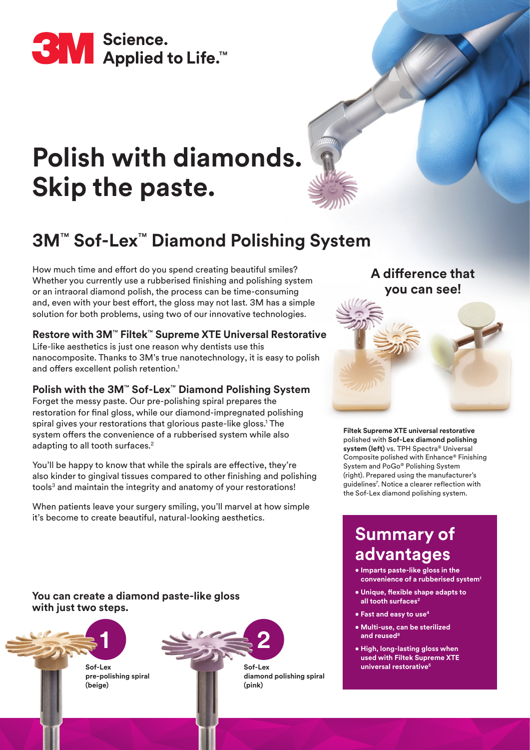3M Science. Applied to Life.™

# Polish with diamonds. Skip the paste.

## 3M™ Sof-Lex™ Diamond Polishing System

How much time and effort do you spend creating beautiful smiles? Whether you currently use a rubberised finishing and polishing system or an intraoral diamond polish, the process can be time-consuming and, even with your best effort, the gloss may not last. 3M has a simple solution for both problems, using two of our innovative technologies.

### Restore with 3M™ Filtek™ Supreme XTE Universal Restorative

Life-like aesthetics is just one reason why dentists use this nanocomposite. Thanks to 3M's true nanotechnology, it is easy to polish and offers excellent polish retention.[1]

### Polish with the 3M™ Sof-Lex™ Diamond Polishing System

Forget the messy paste. Our pre-polishing spiral prepares the restoration for final gloss, while our diamond-impregnated polishing spiral gives your restorations that glorious paste-like gloss.[1] The system offers the convenience of a rubberised system while also adapting to all tooth surfaces.[2]

You'll be happy to know that while the spirals are effective, they're also kinder to gingival tissues compared to other finishing and polishing tools[3] and maintain the integrity and anatomy of your restorations!

When patients leave your surgery smiling, you'll marvel at how simple it's become to create beautiful, natural-looking aesthetics.

### A difference that you can see!

**Filtek Supreme XTE universal restorative** polished with **Sof-Lex diamond polishing system (left)** vs. TPH Spectra® Universal Composite polished with Enhance® Finishing System and PoGo® Polishing System (right). Prepared using the manufacturer's guidelines[7]. Notice a clearer reflection with the Sof-Lex diamond polishing system.

**You can create a diamond paste-like gloss with just two steps.**

1. **Sof-Lex pre-polishing spiral (beige)**
2. **Sof-Lex diamond polishing spiral (pink)**

## Summary of advantages

- **Imparts paste-like gloss in the convenience of a rubberised system[1]**
- **Unique, flexible shape adapts to all tooth surfaces[2]**
- **Fast and easy to use[4]**
- **Multi-use, can be sterilized and reused[8]**
- **High, long-lasting gloss when used with Filtek Supreme XTE universal restorative[5]**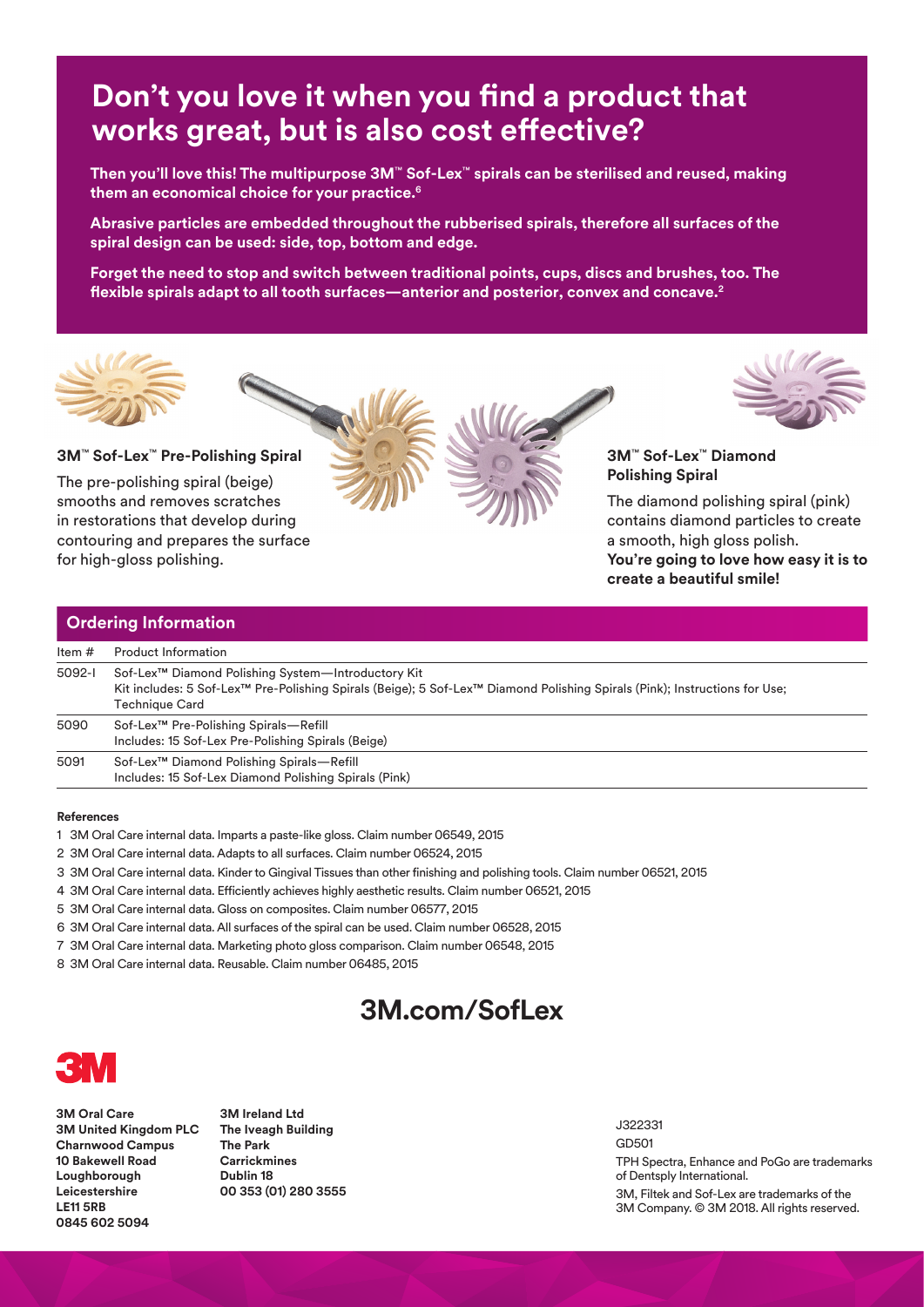# Don't you love it when you find a product that works great, but is also cost effective?

**Then you'll love this! The multipurpose 3M™ Sof-Lex™ spirals can be sterilised and reused, making them an economical choice for your practice.[6]**

**Abrasive particles are embedded throughout the rubberised spirals, therefore all surfaces of the spiral design can be used: side, top, bottom and edge.**

**Forget the need to stop and switch between traditional points, cups, discs and brushes, too. The flexible spirals adapt to all tooth surfaces—anterior and posterior, convex and concave.[2]**

**3M™ Sof-Lex™ Pre-Polishing Spiral**

The pre-polishing spiral (beige) smooths and removes scratches in restorations that develop during contouring and prepares the surface for high-gloss polishing.

**3M™ Sof-Lex™ Diamond Polishing Spiral**

The diamond polishing spiral (pink) contains diamond particles to create a smooth, high gloss polish.
**You're going to love how easy it is to create a beautiful smile!**

## Ordering Information

| Item # | Product Information |
|---|---|
| 5092-I | Sof-Lex™ Diamond Polishing System—Introductory Kit<br>Kit includes: 5 Sof-Lex™ Pre-Polishing Spirals (Beige); 5 Sof-Lex™ Diamond Polishing Spirals (Pink); Instructions for Use; Technique Card |
| 5090 | Sof-Lex™ Pre-Polishing Spirals—Refill<br>Includes: 15 Sof-Lex Pre-Polishing Spirals (Beige) |
| 5091 | Sof-Lex™ Diamond Polishing Spirals—Refill<br>Includes: 15 Sof-Lex Diamond Polishing Spirals (Pink) |

**References**

1. 3M Oral Care internal data. Imparts a paste-like gloss. Claim number 06549, 2015
2. 3M Oral Care internal data. Adapts to all surfaces. Claim number 06524, 2015
3. 3M Oral Care internal data. Kinder to Gingival Tissues than other finishing and polishing tools. Claim number 06521, 2015
4. 3M Oral Care internal data. Efficiently achieves highly aesthetic results. Claim number 06521, 2015
5. 3M Oral Care internal data. Gloss on composites. Claim number 06577, 2015
6. 3M Oral Care internal data. All surfaces of the spiral can be used. Claim number 06528, 2015
7. 3M Oral Care internal data. Marketing photo gloss comparison. Claim number 06548, 2015
8. 3M Oral Care internal data. Reusable. Claim number 06485, 2015

## 3M.com/SofLex

**3M Oral Care**
**3M United Kingdom PLC**
**Charnwood Campus**
**10 Bakewell Road**
**Loughborough**
**Leicestershire**
**LE11 5RB**
**0845 602 5094**

**3M Ireland Ltd**
**The Iveagh Building**
**The Park**
**Carrickmines**
**Dublin 18**
**00 353 (01) 280 3555**

J322331

GD501

TPH Spectra, Enhance and PoGo are trademarks of Dentsply International.

3M, Filtek and Sof-Lex are trademarks of the 3M Company. © 3M 2018. All rights reserved.